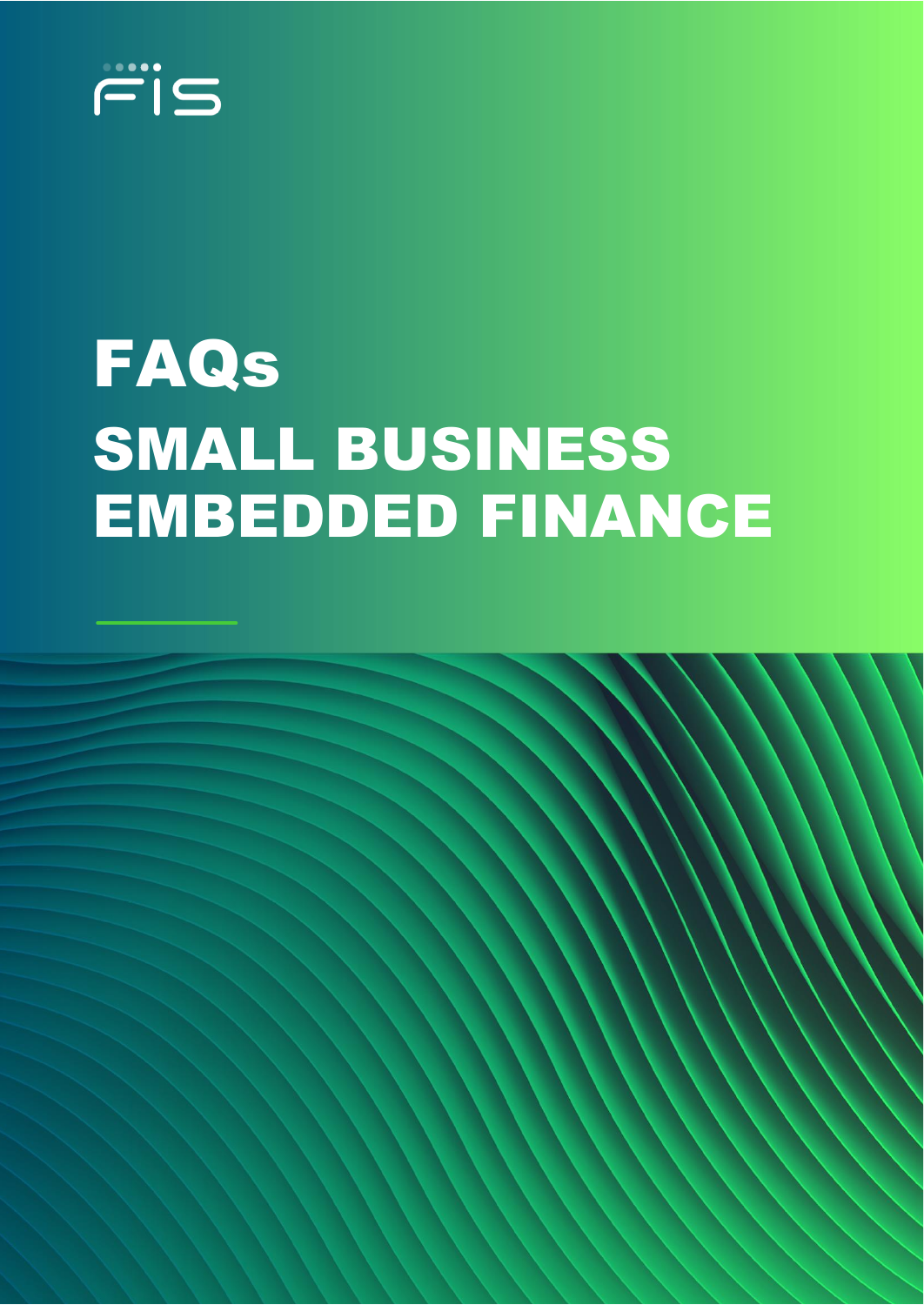FIS

# FAQs

# SMALL BUSINESS EMBEDDED FINANCE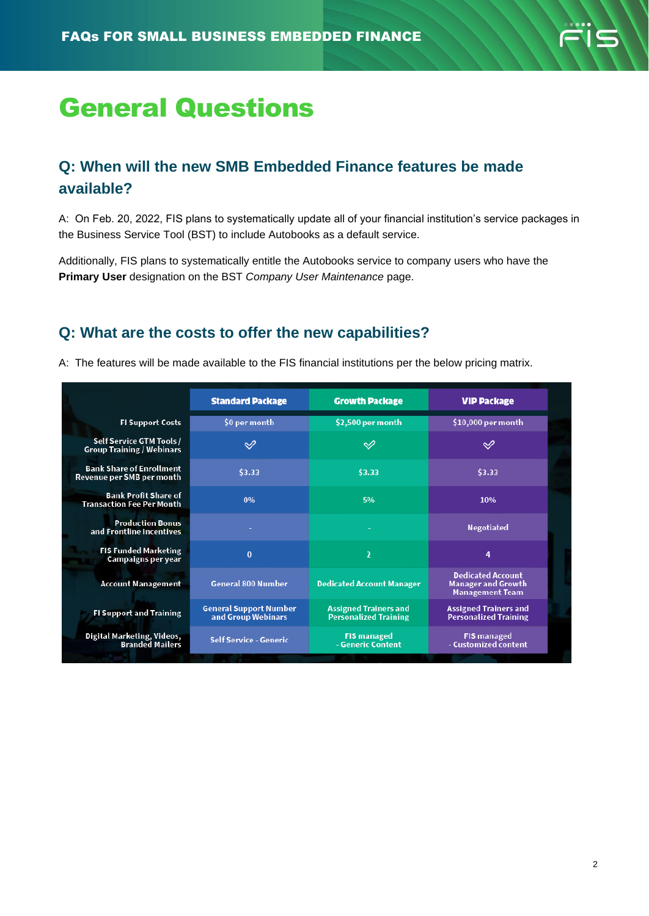# General Questions

## Q: When will the new SMB Embedded Finance features be made available?

A: On Feb. 20, 2022, FIS plans to systematically update all of your financial institution's service packages in the Business Service Tool (BST) to include Autobooks as a default service.

Additionally, FIS plans to systematically entitle the Autobooks service to company users who have the **Primary User** designation on the BST *Company User Maintenance* page.

## Q: What are the costs to offer the new capabilities?

A: The features will be made available to the FIS financial institutions per the below pricing matrix.

| | Standard Package | Growth Package | VIP Package |
|---|---|---|---|
| FI Support Costs | $0 per month | $2,500 per month | $10,000 per month |
| Self Service GTM Tools / Group Training / Webinars | ✓ | ✓ | ✓ |
| Bank Share of Enrollment Revenue per SMB per month | $3.33 | $3.33 | $3.33 |
| Bank Profit Share of Transaction Fee Per Month | 0% | 5% | 10% |
| Production Bonus and Frontline Incentives | - | - | Negotiated |
| FIS Funded Marketing Campaigns per year | 0 | 2 | 4 |
| Account Management | General 800 Number | Dedicated Account Manager | Dedicated Account Manager and Growth Management Team |
| FI Support and Training | General Support Number and Group Webinars | Assigned Trainers and Personalized Training | Assigned Trainers and Personalized Training |
| Digital Marketing, Videos, Branded Mailers | Self Service - Generic | FIS managed - Generic Content | FIS managed - Customized content |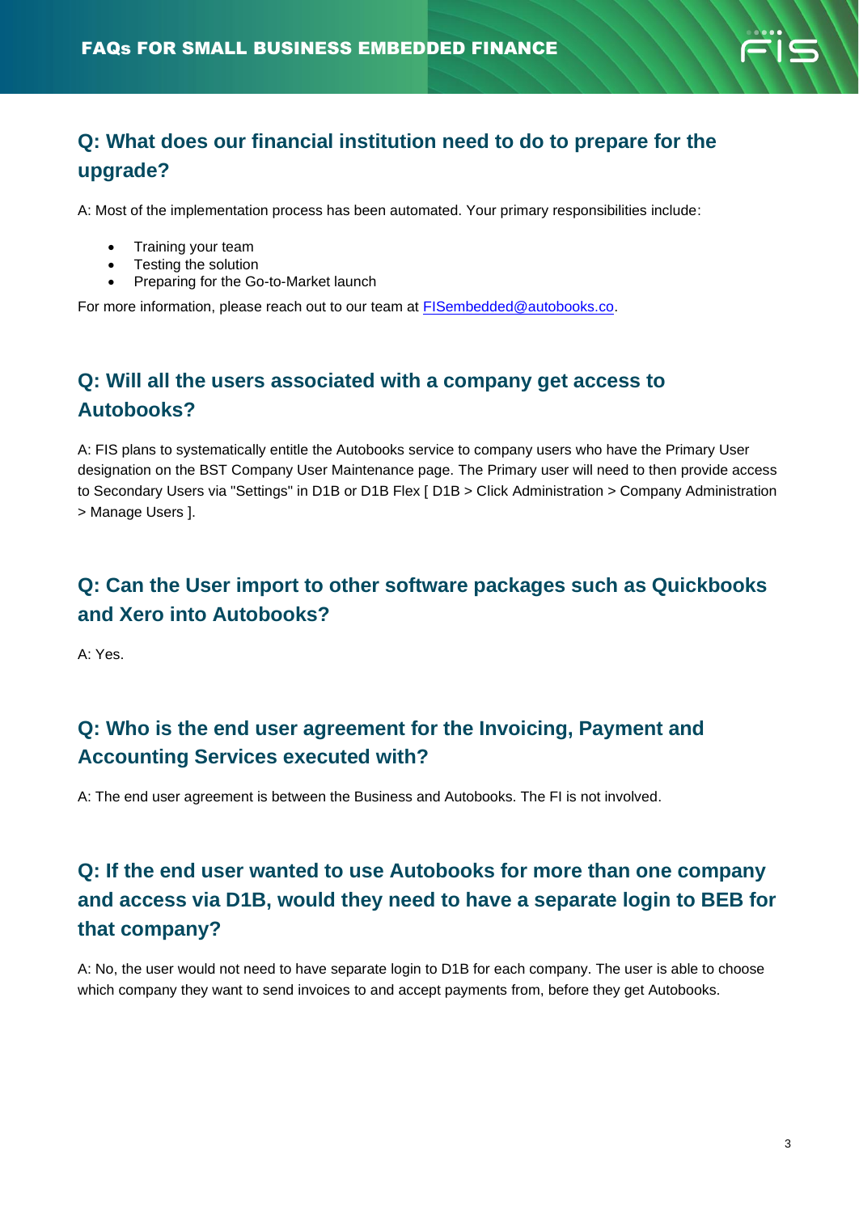## Q: What does our financial institution need to do to prepare for the upgrade?

A: Most of the implementation process has been automated. Your primary responsibilities include:

- Training your team
- Testing the solution
- Preparing for the Go-to-Market launch

For more information, please reach out to our team at FISembedded@autobooks.co.

## Q: Will all the users associated with a company get access to Autobooks?

A: FIS plans to systematically entitle the Autobooks service to company users who have the Primary User designation on the BST Company User Maintenance page. The Primary user will need to then provide access to Secondary Users via "Settings" in D1B or D1B Flex [ D1B > Click Administration > Company Administration > Manage Users ].

## Q: Can the User import to other software packages such as Quickbooks and Xero into Autobooks?

A: Yes.

## Q: Who is the end user agreement for the Invoicing, Payment and Accounting Services executed with?

A: The end user agreement is between the Business and Autobooks. The FI is not involved.

## Q: If the end user wanted to use Autobooks for more than one company and access via D1B, would they need to have a separate login to BEB for that company?

A: No, the user would not need to have separate login to D1B for each company. The user is able to choose which company they want to send invoices to and accept payments from, before they get Autobooks.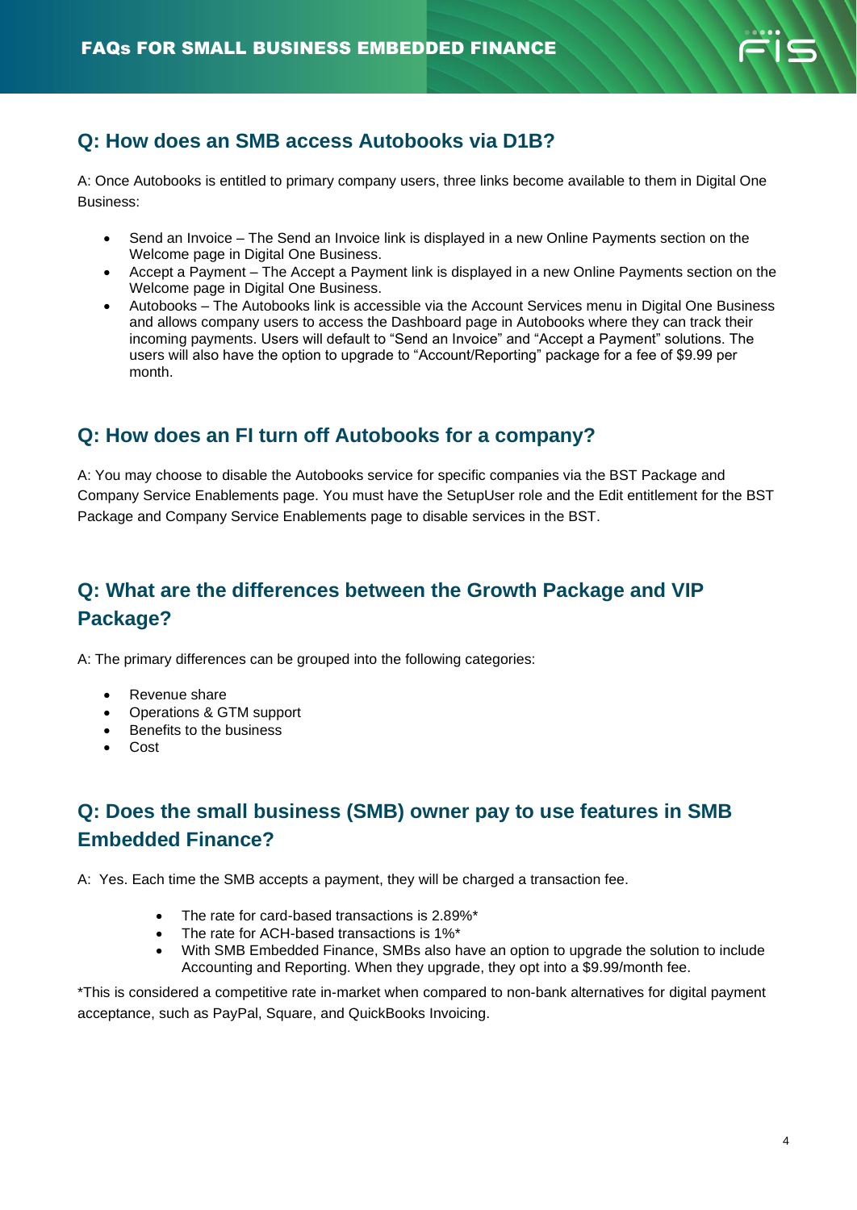## Q: How does an SMB access Autobooks via D1B?

A: Once Autobooks is entitled to primary company users, three links become available to them in Digital One Business:

- Send an Invoice – The Send an Invoice link is displayed in a new Online Payments section on the Welcome page in Digital One Business.
- Accept a Payment – The Accept a Payment link is displayed in a new Online Payments section on the Welcome page in Digital One Business.
- Autobooks – The Autobooks link is accessible via the Account Services menu in Digital One Business and allows company users to access the Dashboard page in Autobooks where they can track their incoming payments. Users will default to "Send an Invoice" and "Accept a Payment" solutions. The users will also have the option to upgrade to "Account/Reporting" package for a fee of $9.99 per month.

## Q: How does an FI turn off Autobooks for a company?

A: You may choose to disable the Autobooks service for specific companies via the BST Package and Company Service Enablements page. You must have the SetupUser role and the Edit entitlement for the BST Package and Company Service Enablements page to disable services in the BST.

## Q: What are the differences between the Growth Package and VIP Package?

A: The primary differences can be grouped into the following categories:

- Revenue share
- Operations & GTM support
- Benefits to the business
- Cost

## Q: Does the small business (SMB) owner pay to use features in SMB Embedded Finance?

A: Yes. Each time the SMB accepts a payment, they will be charged a transaction fee.

- The rate for card-based transactions is 2.89%*
- The rate for ACH-based transactions is 1%*
- With SMB Embedded Finance, SMBs also have an option to upgrade the solution to include Accounting and Reporting. When they upgrade, they opt into a $9.99/month fee.

*This is considered a competitive rate in-market when compared to non-bank alternatives for digital payment acceptance, such as PayPal, Square, and QuickBooks Invoicing.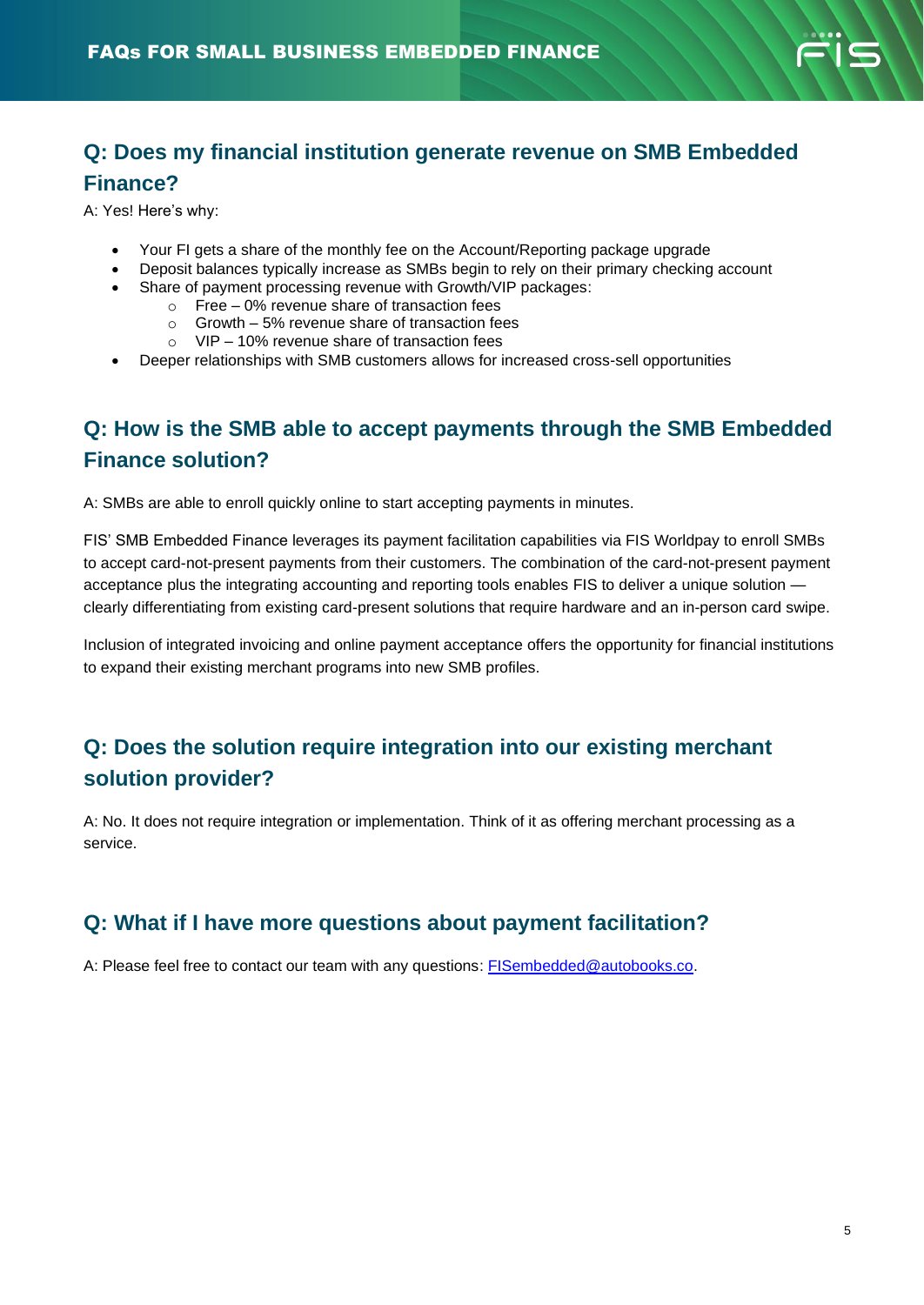## Q: Does my financial institution generate revenue on SMB Embedded Finance?

A: Yes! Here's why:

- Your FI gets a share of the monthly fee on the Account/Reporting package upgrade
- Deposit balances typically increase as SMBs begin to rely on their primary checking account
- Share of payment processing revenue with Growth/VIP packages:
  - Free – 0% revenue share of transaction fees
  - Growth – 5% revenue share of transaction fees
  - VIP – 10% revenue share of transaction fees
- Deeper relationships with SMB customers allows for increased cross-sell opportunities

## Q: How is the SMB able to accept payments through the SMB Embedded Finance solution?

A: SMBs are able to enroll quickly online to start accepting payments in minutes.

FIS' SMB Embedded Finance leverages its payment facilitation capabilities via FIS Worldpay to enroll SMBs to accept card-not-present payments from their customers. The combination of the card-not-present payment acceptance plus the integrating accounting and reporting tools enables FIS to deliver a unique solution — clearly differentiating from existing card-present solutions that require hardware and an in-person card swipe.

Inclusion of integrated invoicing and online payment acceptance offers the opportunity for financial institutions to expand their existing merchant programs into new SMB profiles.

## Q: Does the solution require integration into our existing merchant solution provider?

A: No. It does not require integration or implementation. Think of it as offering merchant processing as a service.

## Q: What if I have more questions about payment facilitation?

A: Please feel free to contact our team with any questions: FISembedded@autobooks.co.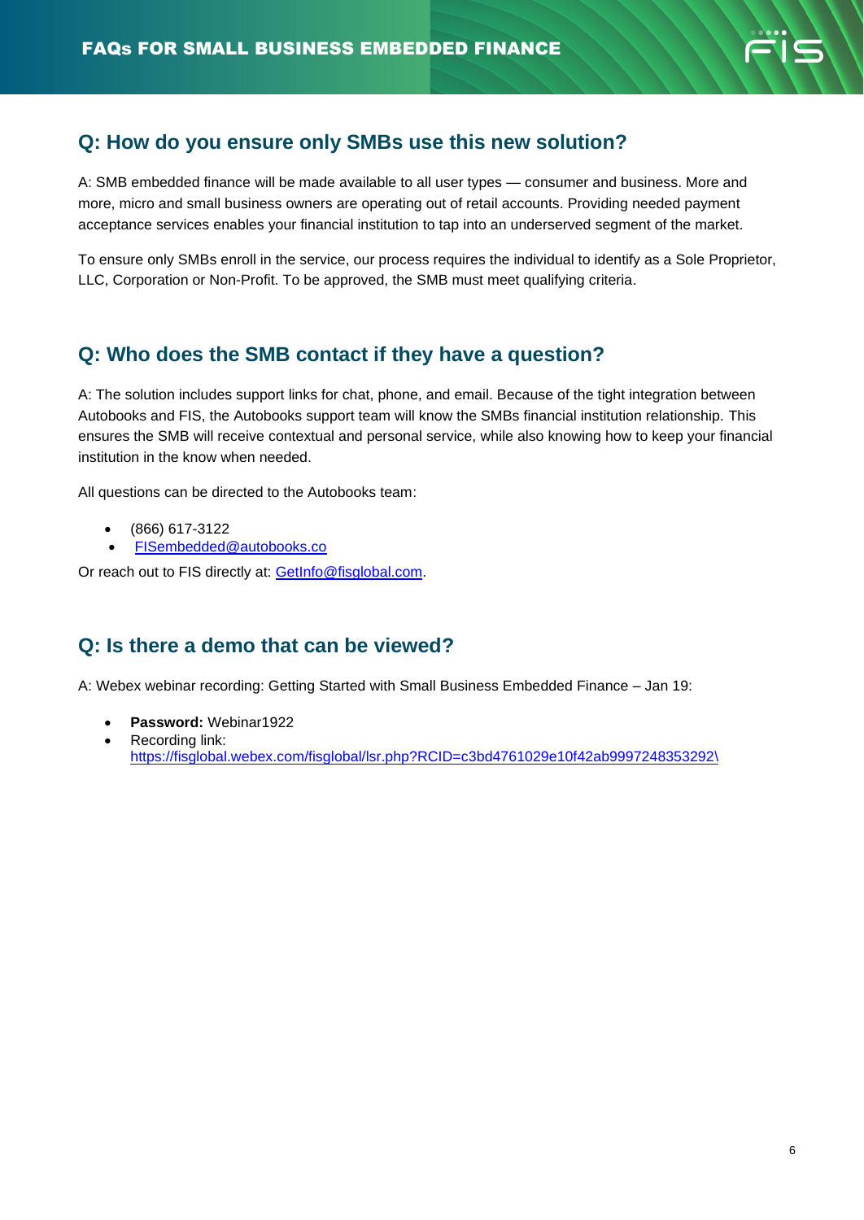## Q: How do you ensure only SMBs use this new solution?

A: SMB embedded finance will be made available to all user types — consumer and business. More and more, micro and small business owners are operating out of retail accounts. Providing needed payment acceptance services enables your financial institution to tap into an underserved segment of the market.

To ensure only SMBs enroll in the service, our process requires the individual to identify as a Sole Proprietor, LLC, Corporation or Non-Profit. To be approved, the SMB must meet qualifying criteria.

## Q: Who does the SMB contact if they have a question?

A: The solution includes support links for chat, phone, and email. Because of the tight integration between Autobooks and FIS, the Autobooks support team will know the SMBs financial institution relationship. This ensures the SMB will receive contextual and personal service, while also knowing how to keep your financial institution in the know when needed.

All questions can be directed to the Autobooks team:

- (866) 617-3122
- FISembedded@autobooks.co

Or reach out to FIS directly at: GetInfo@fisglobal.com.

## Q: Is there a demo that can be viewed?

A: Webex webinar recording: Getting Started with Small Business Embedded Finance – Jan 19:

- **Password:** Webinar1922
- Recording link: https://fisglobal.webex.com/fisglobal/lsr.php?RCID=c3bd4761029e10f42ab9997248353292\